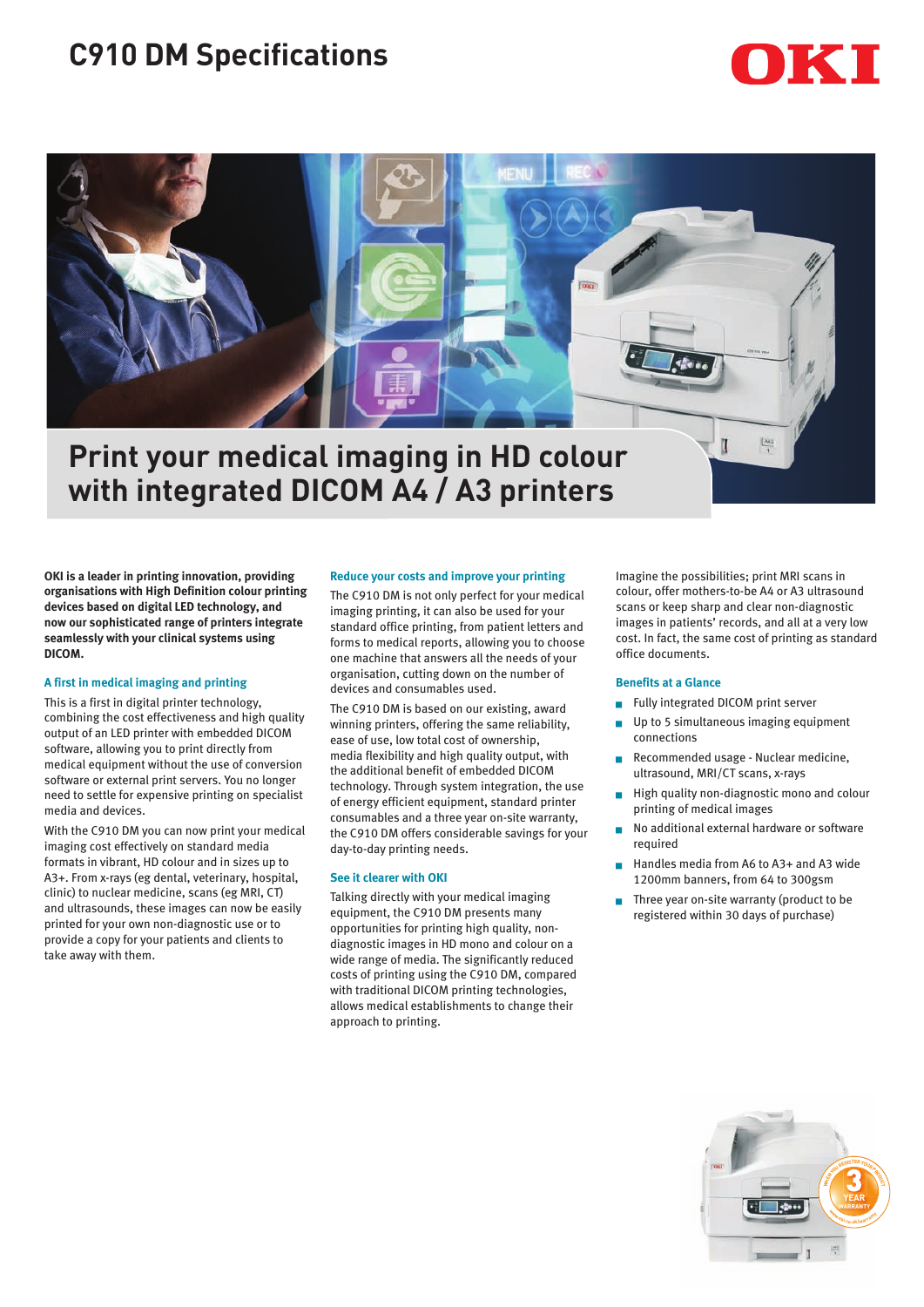# C910 DM Specifications

OKI

## Print your medical imaging in HD colour with integrated DICOM A4 / A3 printers

**OKI is a leader in printing innovation, providing organisations with High Definition colour printing devices based on digital LED technology, and now our sophisticated range of printers integrate seamlessly with your clinical systems using DICOM.**

### A first in medical imaging and printing

This is a first in digital printer technology, combining the cost effectiveness and high quality output of an LED printer with embedded DICOM software, allowing you to print directly from medical equipment without the use of conversion software or external print servers. You no longer need to settle for expensive printing on specialist media and devices.

With the C910 DM you can now print your medical imaging cost effectively on standard media formats in vibrant, HD colour and in sizes up to A3+. From x-rays (eg dental, veterinary, hospital, clinic) to nuclear medicine, scans (eg MRI, CT) and ultrasounds, these images can now be easily printed for your own non-diagnostic use or to provide a copy for your patients and clients to take away with them.

### Reduce your costs and improve your printing

The C910 DM is not only perfect for your medical imaging printing, it can also be used for your standard office printing, from patient letters and forms to medical reports, allowing you to choose one machine that answers all the needs of your organisation, cutting down on the number of devices and consumables used.

The C910 DM is based on our existing, award winning printers, offering the same reliability, ease of use, low total cost of ownership, media flexibility and high quality output, with the additional benefit of embedded DICOM technology. Through system integration, the use of energy efficient equipment, standard printer consumables and a three year on-site warranty, the C910 DM offers considerable savings for your day-to-day printing needs.

### See it clearer with OKI

Talking directly with your medical imaging equipment, the C910 DM presents many opportunities for printing high quality, non-diagnostic images in HD mono and colour on a wide range of media. The significantly reduced costs of printing using the C910 DM, compared with traditional DICOM printing technologies, allows medical establishments to change their approach to printing.

Imagine the possibilities; print MRI scans in colour, offer mothers-to-be A4 or A3 ultrasound scans or keep sharp and clear non-diagnostic images in patients' records, and all at a very low cost. In fact, the same cost of printing as standard office documents.

### Benefits at a Glance

- Fully integrated DICOM print server
- Up to 5 simultaneous imaging equipment connections
- Recommended usage - Nuclear medicine, ultrasound, MRI/CT scans, x-rays
- High quality non-diagnostic mono and colour printing of medical images
- No additional external hardware or software required
- Handles media from A6 to A3+ and A3 wide 1200mm banners, from 64 to 300gsm
- Three year on-site warranty (product to be registered within 30 days of purchase)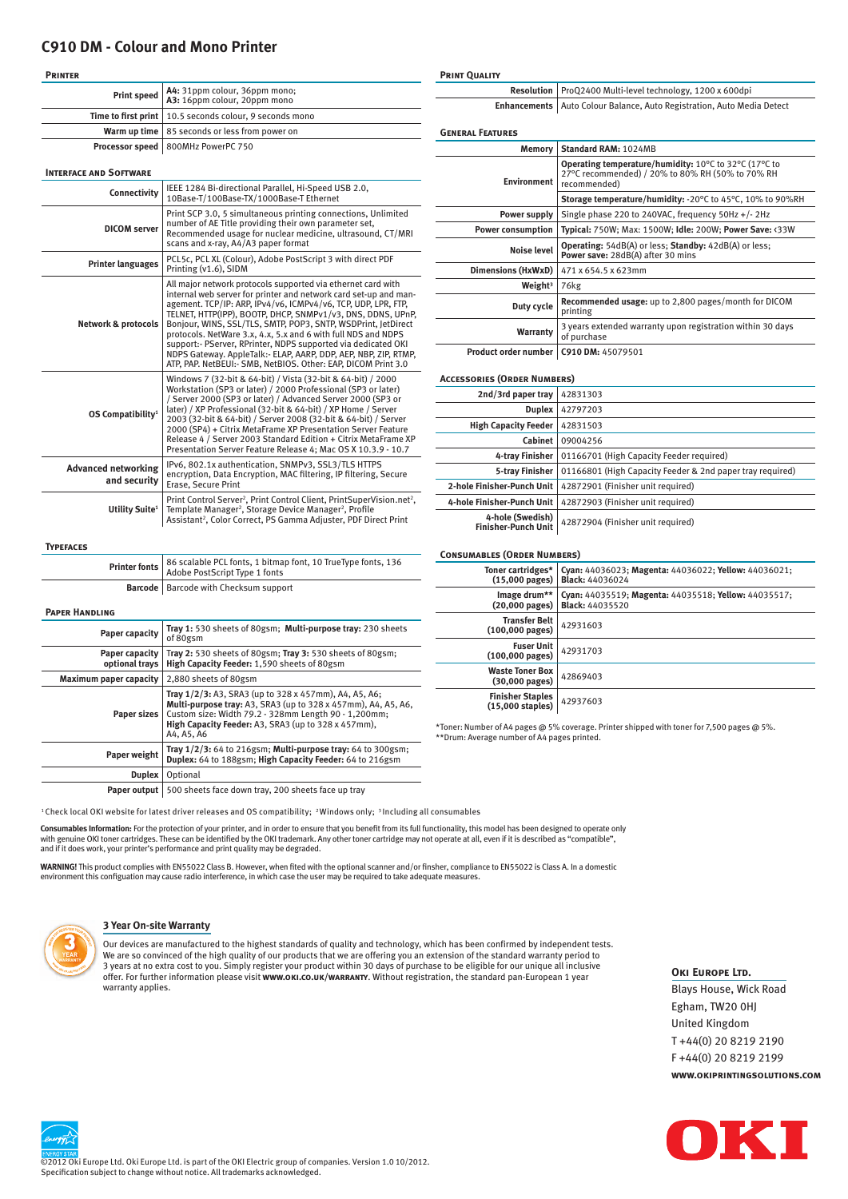# C910 DM - Colour and Mono Printer

## Printer

| | |
|---|---|
| Print speed | **A4:** 31ppm colour, 36ppm mono; **A3:** 16ppm colour, 20ppm mono |
| Time to first print | 10.5 seconds colour, 9 seconds mono |
| Warm up time | 85 seconds or less from power on |
| Processor speed | 800MHz PowerPC 750 |

## Interface and Software

| | |
|---|---|
| Connectivity | IEEE 1284 Bi-directional Parallel, Hi-Speed USB 2.0, 10Base-T/100Base-TX/1000Base-T Ethernet |
| DICOM server | Print SCP 3.0, 5 simultaneous printing connections, Unlimited number of AE Title providing their own parameter set, Recommended usage for nuclear medicine, ultrasound, CT/MRI scans and x-ray, A4/A3 paper format |
| Printer languages | PCL5c, PCL XL (Colour), Adobe PostScript 3 with direct PDF Printing (v1.6), SIDM |
| Network & protocols | All major network protocols supported via ethernet card with internal web server for printer and network card set-up and management. TCP/IP: ARP, IPv4/v6, ICMPv4/v6, TCP, UDP, LPR, FTP, TELNET, HTTP(IPP), BOOTP, DHCP, SNMPv1/v3, DNS, DDNS, UPnP, Bonjour, WINS, SSL/TLS, SMTP, POP3, SNTP, WSDPrint, JetDirect protocols. NetWare 3.x, 4.x, 5.x and 6 with full NDS and NDPS support:- PServer, RPrinter, NDPS supported via dedicated OKI NDPS Gateway. AppleTalk:- ELAP, AARP, DDP, AEP, NBP, ZIP, RTMP, ATP, PAP. NetBEUI:- SMB, NetBIOS. Other: EAP, DICOM Print 3.0 |
| OS Compatibility[1] | Windows 7 (32-bit & 64-bit) / Vista (32-bit & 64-bit) / 2000 Workstation (SP3 or later) / 2000 Professional (SP3 or later) / Server 2000 (SP3 or later) / Advanced Server 2000 (SP3 or later) / XP Professional (32-bit & 64-bit) / XP Home / Server 2003 (32-bit & 64-bit) / Server 2008 (32-bit & 64-bit) / Server 2000 (SP4) + Citrix MetaFrame XP Presentation Server Feature Release 4 / Server 2003 Standard Edition + Citrix MetaFrame XP Presentation Server Feature Release 4; Mac OS X 10.3.9 - 10.7 |
| Advanced networking and security | IPv6, 802.1x authentication, SNMPv3, SSL3/TLS HTTPS encryption, Data Encryption, MAC filtering, IP filtering, Secure Erase, Secure Print |
| Utility Suite[1] | Print Control Server[2], Print Control Client, PrintSuperVision.net[2], Template Manager[2], Storage Device Manager[2], Profile Assistant[2], Color Correct, PS Gamma Adjuster, PDF Direct Print |

## Typefaces

| | |
|---|---|
| Printer fonts | 86 scalable PCL fonts, 1 bitmap font, 10 TrueType fonts, 136 Adobe PostScript Type 1 fonts |
| Barcode | Barcode with Checksum support |

## Paper Handling

| | |
|---|---|
| Paper capacity | **Tray 1:** 530 sheets of 80gsm; **Multi-purpose tray:** 230 sheets of 80gsm |
| Paper capacity optional trays | Tray 2: 530 sheets of 80gsm; **Tray 3:** 530 sheets of 80gsm; **High Capacity Feeder:** 1,590 sheets of 80gsm |
| Maximum paper capacity | 2,880 sheets of 80gsm |
| Paper sizes | **Tray 1/2/3:** A3, SRA3 (up to 328 x 457mm), A4, A5, A6; **Multi-purpose tray:** A3, SRA3 (up to 328 x 457mm), A4, A5, A6, Custom size: Width 79.2 - 328mm Length 90 - 1,200mm; **High Capacity Feeder:** A3, SRA3 (up to 328 x 457mm), A4, A5, A6 |
| Paper weight | **Tray 1/2/3:** 64 to 216gsm; **Multi-purpose tray:** 64 to 300gsm; **Duplex:** 64 to 188gsm; **High Capacity Feeder:** 64 to 216gsm |
| Duplex | Optional |
| Paper output | 500 sheets face down tray, 200 sheets face up tray |

## Print Quality

| | |
|---|---|
| Resolution | ProQ2400 Multi-level technology, 1200 x 600dpi |
| Enhancements | Auto Colour Balance, Auto Registration, Auto Media Detect |

## General Features

| | |
|---|---|
| Memory | **Standard RAM:** 1024MB |
| Environment | **Operating temperature/humidity:** 10°C to 32°C (17°C to 27°C recommended) / 20% to 80% RH (50% to 70% RH recommended) |
| | **Storage temperature/humidity:** -20°C to 45°C, 10% to 90%RH |
| Power supply | Single phase 220 to 240VAC, frequency 50Hz +/- 2Hz |
| Power consumption | **Typical:** 750W; **Max:** 1500W; **Idle:** 200W; **Power Save:** <33W |
| Noise level | **Operating:** 54dB(A) or less; **Standby:** 42dB(A) or less; **Power save:** 28dB(A) after 30 mins |
| Dimensions (HxWxD) | 471 x 654.5 x 623mm |
| Weight[3] | 76kg |
| Duty cycle | **Recommended usage:** up to 2,800 pages/month for DICOM printing |
| Warranty | 3 years extended warranty upon registration within 30 days of purchase |
| Product order number | **C910 DM:** 45079501 |

## Accessories (Order Numbers)

| | |
|---|---|
| 2nd/3rd paper tray | 42831303 |
| Duplex | 42797203 |
| High Capacity Feeder | 42831503 |
| Cabinet | 09004256 |
| 4-tray Finisher | 01166701 (High Capacity Feeder required) |
| 5-tray Finisher | 01166801 (High Capacity Feeder & 2nd paper tray required) |
| 2-hole Finisher-Punch Unit | 42872901 (Finisher unit required) |
| 4-hole Finisher-Punch Unit | 42872903 (Finisher unit required) |
| 4-hole (Swedish) Finisher-Punch Unit | 42872904 (Finisher unit required) |

## Consumables (Order Numbers)

| | |
|---|---|
| Toner cartridges* (15,000 pages) | **Cyan:** 44036023; **Magenta:** 44036022; **Yellow:** 44036021; **Black:** 44036024 |
| Image drum** (20,000 pages) | **Cyan:** 44035519; **Magenta:** 44035518; **Yellow:** 44035517; **Black:** 44035520 |
| Transfer Belt (100,000 pages) | 42931603 |
| Fuser Unit (100,000 pages) | 42931703 |
| Waste Toner Box (30,000 pages) | 42869403 |
| Finisher Staples (15,000 staples) | 42937603 |

*Toner: Number of A4 pages @ 5% coverage. Printer shipped with toner for 7,500 pages @ 5%.
**Drum: Average number of A4 pages printed.

[1] Check local OKI website for latest driver releases and OS compatibility; [2] Windows only; [3] Including all consumables

**Consumables Information:** For the protection of your printer, and in order to ensure that you benefit from its full functionality, this model has been designed to operate only with genuine OKI toner cartridges. These can be identified by the OKI trademark. Any other toner cartridge may not operate at all, even if it is described as "compatible", and if it does work, your printer's performance and print quality may be degraded.

**WARNING!** This product complies with EN55022 Class B. However, when fited with the optional scanner and/or finsher, compliance to EN55022 is Class A. In a domestic environment this configuation may cause radio interference, in which case the user may be required to take adequate measures.

### 3 Year On-site Warranty

Our devices are manufactured to the highest standards of quality and technology, which has been confirmed by independent tests. We are so convinced of the high quality of our products that we are offering you an extension of the standard warranty period to 3 years at no extra cost to you. Simply register your product within 30 days of purchase to be eligible for our unique all inclusive offer. For further information please visit **www.oki.co.uk/warranty**. Without registration, the standard pan-European 1 year warranty applies.

**Oki Europe Ltd.**
Blays House, Wick Road
Egham, TW20 0HJ
United Kingdom
T +44(0) 20 8219 2190
F +44(0) 20 8219 2199
**www.okiprintingsolutions.com**

©2012 Oki Europe Ltd. Oki Europe Ltd. is part of the OKI Electric group of companies. Version 1.0 10/2012.
Specification subject to change without notice. All trademarks acknowledged.